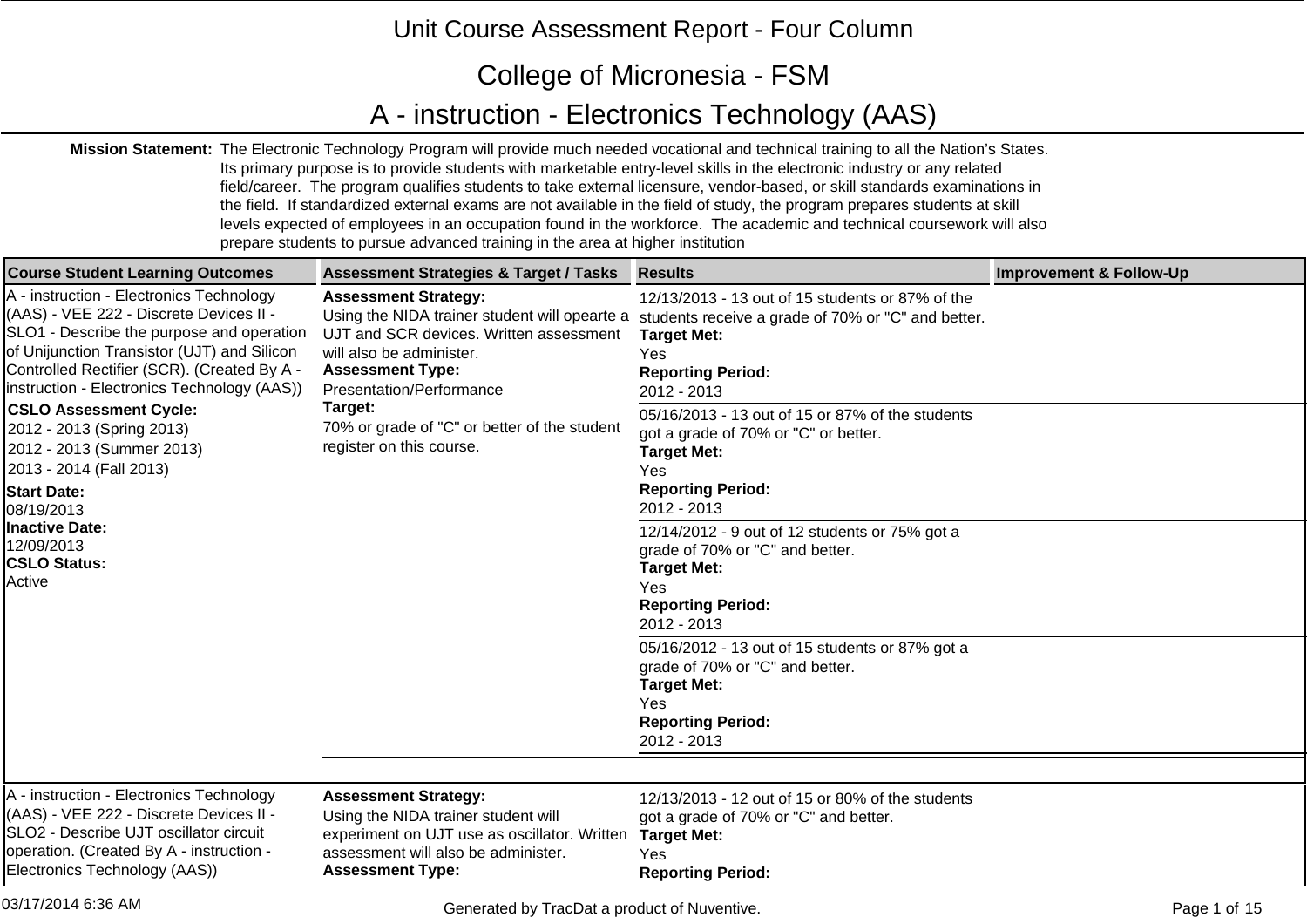# Unit Course Assessment Report - Four Column

## College of Micronesia - FSM

## A - instruction - Electronics Technology (AAS)

**Mission Statement:** The Electronic Technology Program will provide much needed vocational and technical training to all the Nation's States. Its primary purpose is to provide students with marketable entry-level skills in the electronic industry or any related field/career. The program qualifies students to take external licensure, vendor-based, or skill standards examinations in the field. If standardized external exams are not available in the field of study, the program prepares students at skill levels expected of employees in an occupation found in the workforce. The academic and technical coursework will also prepare students to pursue advanced training in the area at higher institution

| Course Student Learning Outcomes | Assessment Strategies & Target / Tasks | Results | Improvement & Follow-Up |
|---|---|---|---|
| A - instruction - Electronics Technology (AAS) - VEE 222 - Discrete Devices II - SLO1 - Describe the purpose and operation of Unijunction Transistor (UJT) and Silicon Controlled Rectifier (SCR). (Created By A - instruction - Electronics Technology (AAS))<br>**CSLO Assessment Cycle:**<br>2012 - 2013 (Spring 2013)<br>2012 - 2013 (Summer 2013)<br>2013 - 2014 (Fall 2013)<br>**Start Date:**<br>08/19/2013<br>**Inactive Date:**<br>12/09/2013<br>**CSLO Status:**<br>Active | **Assessment Strategy:**<br>Using the NIDA trainer student will opearte a UJT and SCR devices. Written assessment will also be administer.<br>**Assessment Type:**<br>Presentation/Performance<br>**Target:**<br>70% or grade of "C" or better of the student register on this course. | 12/13/2013 - 13 out of 15 students or 87% of the students receive a grade of 70% or "C" and better.<br>**Target Met:**<br>Yes<br>**Reporting Period:**<br>2012 - 2013 | |
| | | 05/16/2013 - 13 out of 15 or 87% of the students got a grade of 70% or "C" or better.<br>**Target Met:**<br>Yes<br>**Reporting Period:**<br>2012 - 2013 | |
| | | 12/14/2012 - 9 out of 12 students or 75% got a grade of 70% or "C" and better.<br>**Target Met:**<br>Yes<br>**Reporting Period:**<br>2012 - 2013 | |
| | | 05/16/2012 - 13 out of 15 students or 87% got a grade of 70% or "C" and better.<br>**Target Met:**<br>Yes<br>**Reporting Period:**<br>2012 - 2013 | |
| A - instruction - Electronics Technology (AAS) - VEE 222 - Discrete Devices II - SLO2 - Describe UJT oscillator circuit operation. (Created By A - instruction - Electronics Technology (AAS)) | **Assessment Strategy:**<br>Using the NIDA trainer student will experiment on UJT use as oscillator. Written assessment will also be administer.<br>**Assessment Type:** | 12/13/2013 - 12 out of 15 or 80% of the students got a grade of 70% or "C" and better.<br>**Target Met:**<br>Yes<br>**Reporting Period:** | |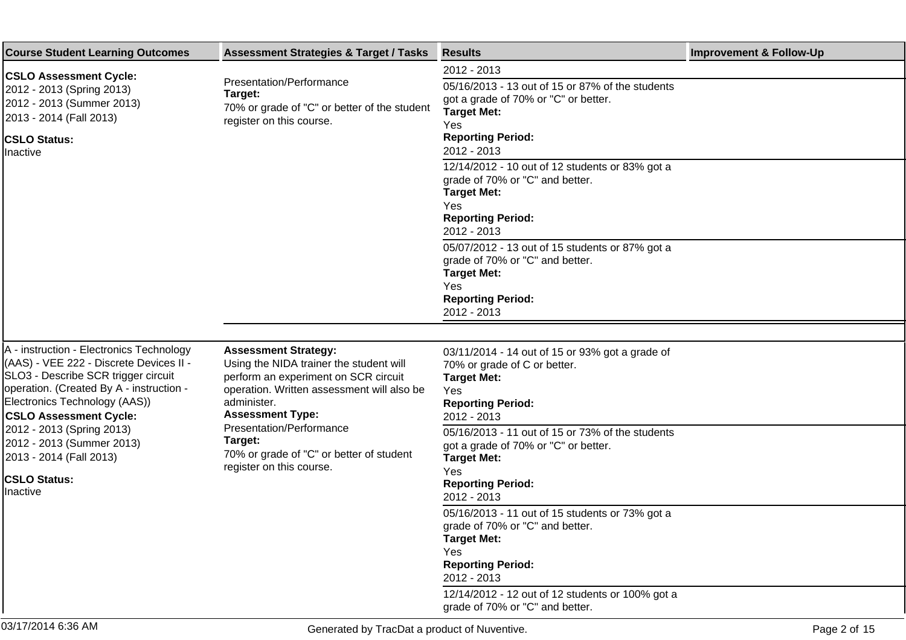| Course Student Learning Outcomes | Assessment Strategies & Target / Tasks | Results | Improvement & Follow-Up |
|---|---|---|---|
| **CSLO Assessment Cycle:**<br>2012 - 2013 (Spring 2013)<br>2012 - 2013 (Summer 2013)<br>2013 - 2014 (Fall 2013)<br>**CSLO Status:**<br>Inactive | Presentation/Performance<br>**Target:**<br>70% or grade of "C" or better of the student register on this course. | 2012 - 2013 | |
| | | 05/16/2013 - 13 out of 15 or 87% of the students got a grade of 70% or "C" or better.<br>**Target Met:**<br>Yes<br>**Reporting Period:**<br>2012 - 2013 | |
| | | 12/14/2012 - 10 out of 12 students or 83% got a grade of 70% or "C" and better.<br>**Target Met:**<br>Yes<br>**Reporting Period:**<br>2012 - 2013 | |
| | | 05/07/2012 - 13 out of 15 students or 87% got a grade of 70% or "C" and better.<br>**Target Met:**<br>Yes<br>**Reporting Period:**<br>2012 - 2013 | |
| A - instruction - Electronics Technology (AAS) - VEE 222 - Discrete Devices II - SLO3 - Describe SCR trigger circuit operation. (Created By A - instruction - Electronics Technology (AAS))<br>**CSLO Assessment Cycle:**<br>2012 - 2013 (Spring 2013)<br>2012 - 2013 (Summer 2013)<br>2013 - 2014 (Fall 2013)<br>**CSLO Status:**<br>Inactive | **Assessment Strategy:**<br>Using the NIDA trainer the student will perform an experiment on SCR circuit operation. Written assessment will also be administer.<br>**Assessment Type:**<br>Presentation/Performance<br>**Target:**<br>70% or grade of "C" or better of student register on this course. | 03/11/2014 - 14 out of 15 or 93% got a grade of 70% or grade of C or better.<br>**Target Met:**<br>Yes<br>**Reporting Period:**<br>2012 - 2013 | |
| | | 05/16/2013 - 11 out of 15 or 73% of the students got a grade of 70% or "C" or better.<br>**Target Met:**<br>Yes<br>**Reporting Period:**<br>2012 - 2013 | |
| | | 05/16/2013 - 11 out of 15 students or 73% got a grade of 70% or "C" and better.<br>**Target Met:**<br>Yes<br>**Reporting Period:**<br>2012 - 2013 | |
| | | 12/14/2012 - 12 out of 12 students or 100% got a grade of 70% or "C" and better. | |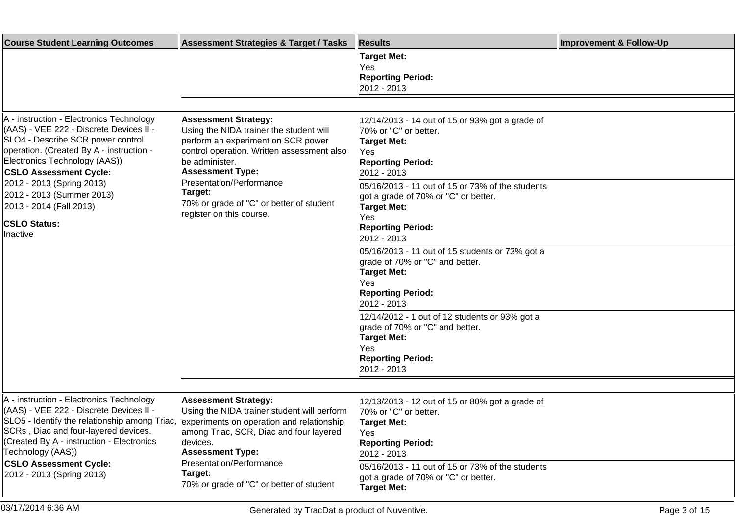| Course Student Learning Outcomes | Assessment Strategies & Target / Tasks | Results | Improvement & Follow-Up |
|---|---|---|---|
| | | **Target Met:** Yes<br>**Reporting Period:** 2012 - 2013 | |
| A - instruction - Electronics Technology (AAS) - VEE 222 - Discrete Devices II - SLO4 - Describe SCR power control operation. (Created By A - instruction - Electronics Technology (AAS))<br>**CSLO Assessment Cycle:**<br>2012 - 2013 (Spring 2013)<br>2012 - 2013 (Summer 2013)<br>2013 - 2014 (Fall 2013)<br>**CSLO Status:**<br>Inactive | **Assessment Strategy:**<br>Using the NIDA trainer the student will perform an experiment on SCR power control operation. Written assessment also be administer.<br>**Assessment Type:**<br>Presentation/Performance<br>**Target:**<br>70% or grade of "C" or better of student register on this course. | 12/14/2013 - 14 out of 15 or 93% got a grade of 70% or "C" or better.<br>**Target Met:** Yes<br>**Reporting Period:** 2012 - 2013 | |
| | | 05/16/2013 - 11 out of 15 or 73% of the students got a grade of 70% or "C" or better.<br>**Target Met:** Yes<br>**Reporting Period:** 2012 - 2013 | |
| | | 05/16/2013 - 11 out of 15 students or 73% got a grade of 70% or "C" and better.<br>**Target Met:** Yes<br>**Reporting Period:** 2012 - 2013 | |
| | | 12/14/2012 - 1 out of 12 students or 93% got a grade of 70% or "C" and better.<br>**Target Met:** Yes<br>**Reporting Period:** 2012 - 2013 | |
| A - instruction - Electronics Technology (AAS) - VEE 222 - Discrete Devices II - SLO5 - Identify the relationship among Triac, SCRs , Diac and four-layered devices. (Created By A - instruction - Electronics Technology (AAS))<br>**CSLO Assessment Cycle:**<br>2012 - 2013 (Spring 2013) | **Assessment Strategy:**<br>Using the NIDA trainer student will perform experiments on operation and relationship among Triac, SCR, Diac and four layered devices.<br>**Assessment Type:**<br>Presentation/Performance<br>**Target:**<br>70% or grade of "C" or better of student | 12/13/2013 - 12 out of 15 or 80% got a grade of 70% or "C" or better.<br>**Target Met:** Yes<br>**Reporting Period:** 2012 - 2013 | |
| | | 05/16/2013 - 11 out of 15 or 73% of the students got a grade of 70% or "C" or better.<br>**Target Met:** | |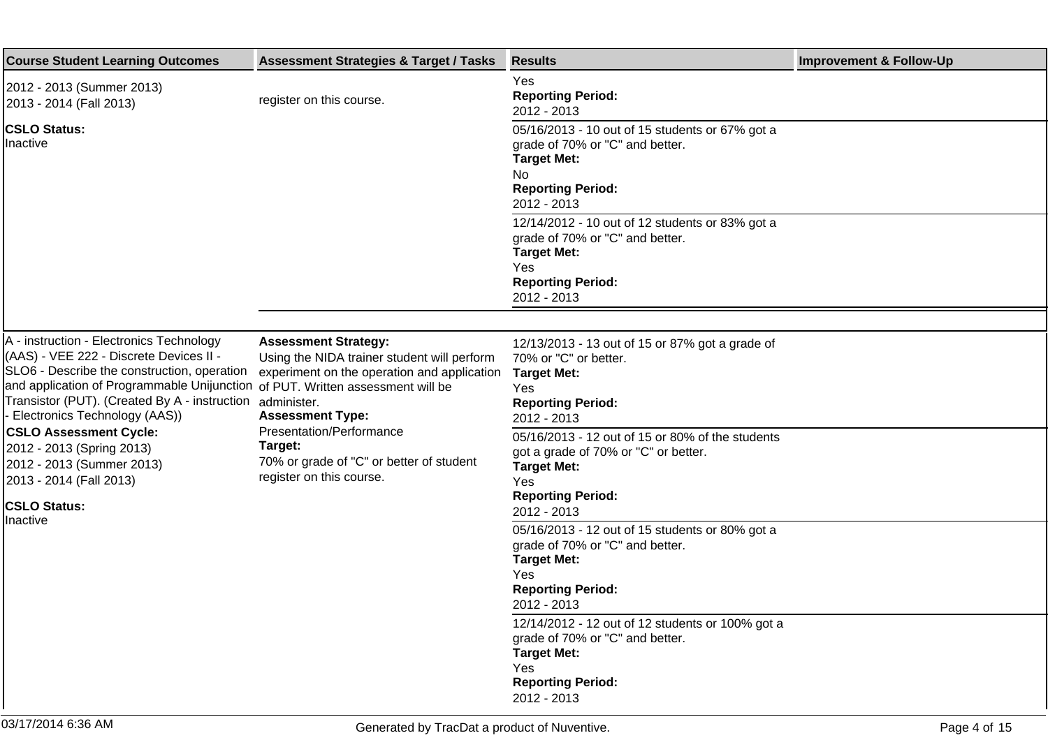| Course Student Learning Outcomes | Assessment Strategies & Target / Tasks | Results | Improvement & Follow-Up |
|---|---|---|---|
| 2012 - 2013 (Summer 2013)<br>2013 - 2014 (Fall 2013)<br><br>**CSLO Status:**<br>Inactive | register on this course. | Yes<br>**Reporting Period:**<br>2012 - 2013 | |
| | | 05/16/2013 - 10 out of 15 students or 67% got a grade of 70% or "C" and better.<br>**Target Met:**<br>No<br>**Reporting Period:**<br>2012 - 2013 | |
| | | 12/14/2012 - 10 out of 12 students or 83% got a grade of 70% or "C" and better.<br>**Target Met:**<br>Yes<br>**Reporting Period:**<br>2012 - 2013 | |
| A - instruction - Electronics Technology (AAS) - VEE 222 - Discrete Devices II - SLO6 - Describe the construction, operation and application of Programmable Unijunction Transistor (PUT). (Created By A - instruction - Electronics Technology (AAS))<br>**CSLO Assessment Cycle:**<br>2012 - 2013 (Spring 2013)<br>2012 - 2013 (Summer 2013)<br>2013 - 2014 (Fall 2013)<br><br>**CSLO Status:**<br>Inactive | **Assessment Strategy:**<br>Using the NIDA trainer student will perform experiment on the operation and application of PUT. Written assessment will be administer.<br>**Assessment Type:**<br>Presentation/Performance<br>**Target:**<br>70% or grade of "C" or better of student register on this course. | 12/13/2013 - 13 out of 15 or 87% got a grade of 70% or "C" or better.<br>**Target Met:**<br>Yes<br>**Reporting Period:**<br>2012 - 2013 | |
| | | 05/16/2013 - 12 out of 15 or 80% of the students got a grade of 70% or "C" or better.<br>**Target Met:**<br>Yes<br>**Reporting Period:**<br>2012 - 2013 | |
| | | 05/16/2013 - 12 out of 15 students or 80% got a grade of 70% or "C" and better.<br>**Target Met:**<br>Yes<br>**Reporting Period:**<br>2012 - 2013 | |
| | | 12/14/2012 - 12 out of 12 students or 100% got a grade of 70% or "C" and better.<br>**Target Met:**<br>Yes<br>**Reporting Period:**<br>2012 - 2013 | |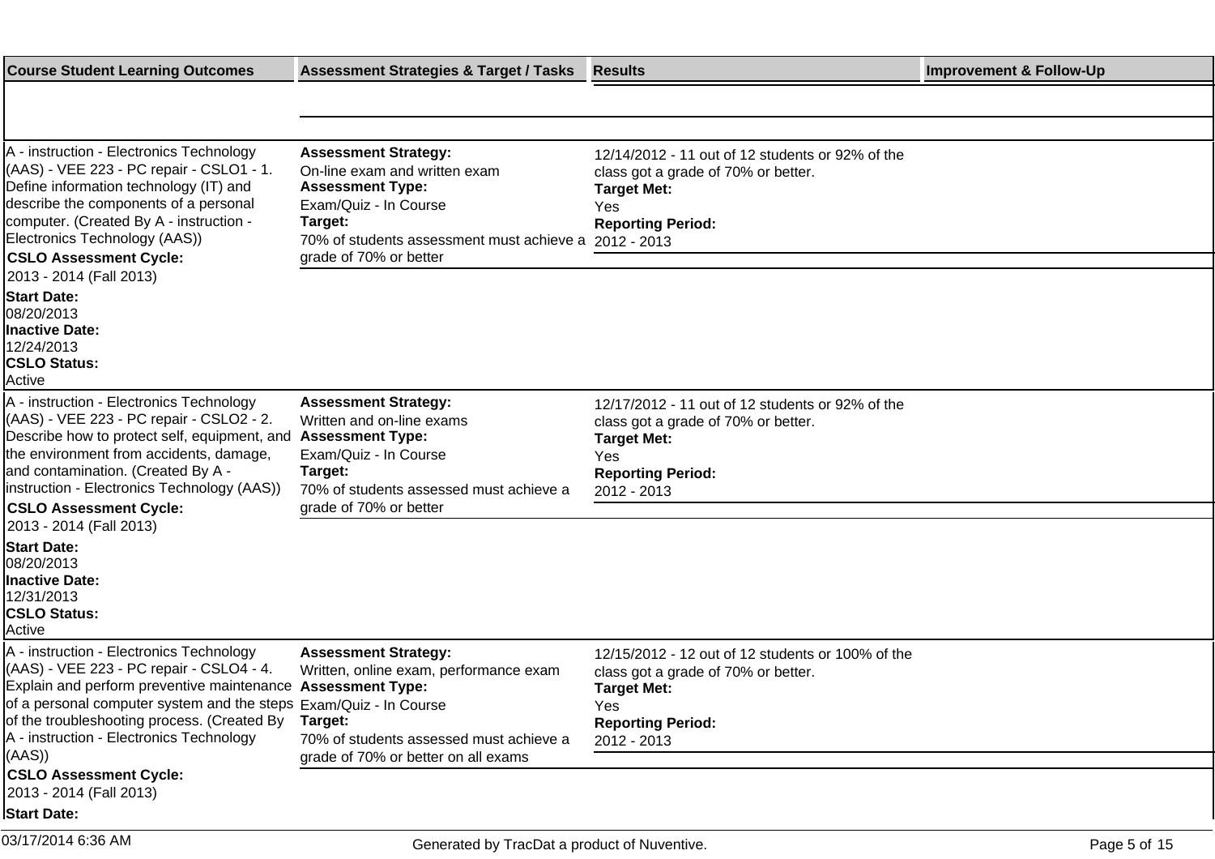| Course Student Learning Outcomes | Assessment Strategies & Target / Tasks | Results | Improvement & Follow-Up |
|---|---|---|---|
| A - instruction - Electronics Technology (AAS) - VEE 223 - PC repair - CSLO1 - 1. Define information technology (IT) and describe the components of a personal computer. (Created By A - instruction - Electronics Technology (AAS)) **CSLO Assessment Cycle:** 2013 - 2014 (Fall 2013) **Start Date:** 08/20/2013 **Inactive Date:** 12/24/2013 **CSLO Status:** Active | **Assessment Strategy:** On-line exam and written exam **Assessment Type:** Exam/Quiz - In Course **Target:** 70% of students assessment must achieve a grade of 70% or better | 12/14/2012 - 11 out of 12 students or 92% of the class got a grade of 70% or better. **Target Met:** Yes **Reporting Period:** 2012 - 2013 | |
| A - instruction - Electronics Technology (AAS) - VEE 223 - PC repair - CSLO2 - 2. Describe how to protect self, equipment, and the environment from accidents, damage, and contamination. (Created By A - instruction - Electronics Technology (AAS)) **CSLO Assessment Cycle:** 2013 - 2014 (Fall 2013) **Start Date:** 08/20/2013 **Inactive Date:** 12/31/2013 **CSLO Status:** Active | **Assessment Strategy:** Written and on-line exams **Assessment Type:** Exam/Quiz - In Course **Target:** 70% of students assessed must achieve a grade of 70% or better | 12/17/2012 - 11 out of 12 students or 92% of the class got a grade of 70% or better. **Target Met:** Yes **Reporting Period:** 2012 - 2013 | |
| A - instruction - Electronics Technology (AAS) - VEE 223 - PC repair - CSLO4 - 4. Explain and perform preventive maintenance of a personal computer system and the steps of the troubleshooting process. (Created By A - instruction - Electronics Technology (AAS)) **CSLO Assessment Cycle:** 2013 - 2014 (Fall 2013) **Start Date:** | **Assessment Strategy:** Written, online exam, performance exam **Assessment Type:** Exam/Quiz - In Course **Target:** 70% of students assessed must achieve a grade of 70% or better on all exams | 12/15/2012 - 12 out of 12 students or 100% of the class got a grade of 70% or better. **Target Met:** Yes **Reporting Period:** 2012 - 2013 | |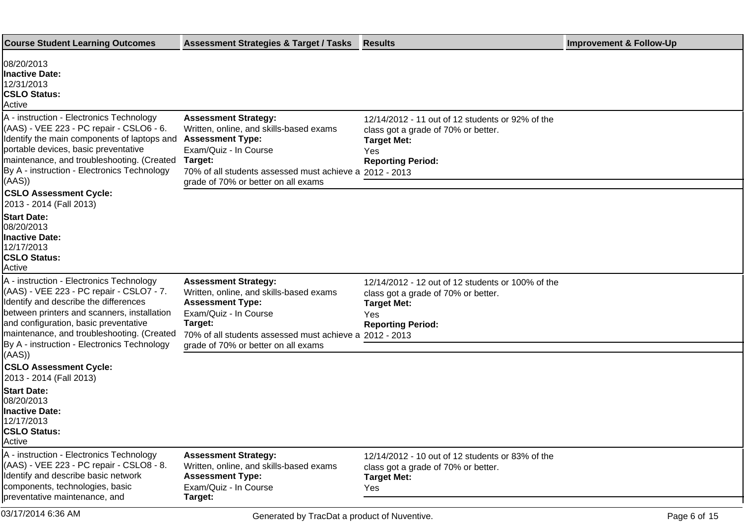| Course Student Learning Outcomes | Assessment Strategies & Target / Tasks | Results | Improvement & Follow-Up |
|---|---|---|---|
| 08/20/2013<br>**Inactive Date:**<br>12/31/2013<br>**CSLO Status:**<br>Active | | | |
| A - instruction - Electronics Technology (AAS) - VEE 223 - PC repair - CSLO6 - 6. Identify the main components of laptops and portable devices, basic preventative maintenance, and troubleshooting. (Created By A - instruction - Electronics Technology (AAS))<br>**CSLO Assessment Cycle:**<br>2013 - 2014 (Fall 2013)<br>**Start Date:**<br>08/20/2013<br>**Inactive Date:**<br>12/17/2013<br>**CSLO Status:**<br>Active | **Assessment Strategy:**<br>Written, online, and skills-based exams<br>**Assessment Type:**<br>Exam/Quiz - In Course<br>**Target:**<br>70% of all students assessed must achieve a grade of 70% or better on all exams | 12/14/2012 - 11 out of 12 students or 92% of the class got a grade of 70% or better.<br>**Target Met:**<br>Yes<br>**Reporting Period:**<br>2012 - 2013 | |
| A - instruction - Electronics Technology (AAS) - VEE 223 - PC repair - CSLO7 - 7. Identify and describe the differences between printers and scanners, installation and configuration, basic preventative maintenance, and troubleshooting. (Created By A - instruction - Electronics Technology (AAS))<br>**CSLO Assessment Cycle:**<br>2013 - 2014 (Fall 2013)<br>**Start Date:**<br>08/20/2013<br>**Inactive Date:**<br>12/17/2013<br>**CSLO Status:**<br>Active | **Assessment Strategy:**<br>Written, online, and skills-based exams<br>**Assessment Type:**<br>Exam/Quiz - In Course<br>**Target:**<br>70% of all students assessed must achieve a grade of 70% or better on all exams | 12/14/2012 - 12 out of 12 students or 100% of the class got a grade of 70% or better.<br>**Target Met:**<br>Yes<br>**Reporting Period:**<br>2012 - 2013 | |
| A - instruction - Electronics Technology (AAS) - VEE 223 - PC repair - CSLO8 - 8. Identify and describe basic network components, technologies, basic preventative maintenance, and | **Assessment Strategy:**<br>Written, online, and skills-based exams<br>**Assessment Type:**<br>Exam/Quiz - In Course<br>**Target:** | 12/14/2012 - 10 out of 12 students or 83% of the class got a grade of 70% or better.<br>**Target Met:**<br>Yes | |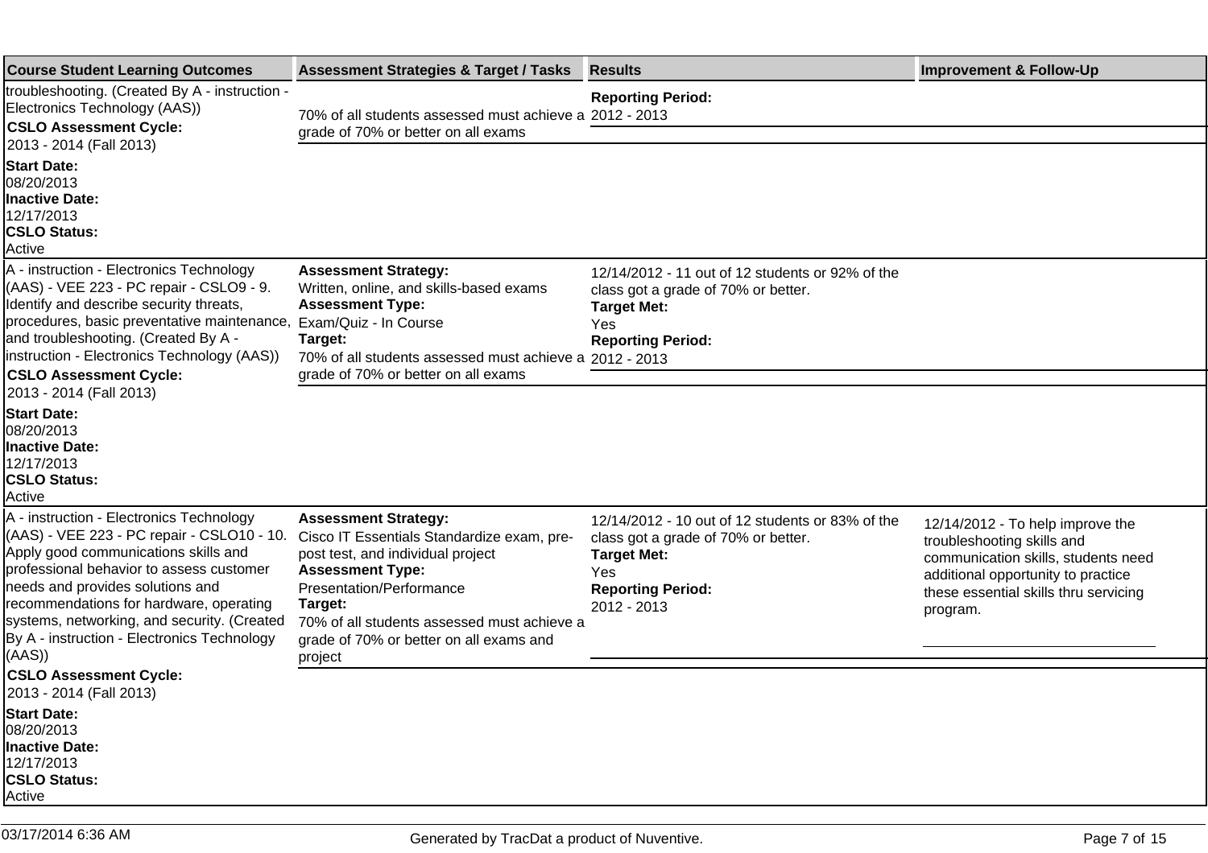| Course Student Learning Outcomes | Assessment Strategies & Target / Tasks | Results | Improvement & Follow-Up |
|---|---|---|---|
| troubleshooting. (Created By A - instruction - Electronics Technology (AAS)) **CSLO Assessment Cycle:** 2013 - 2014 (Fall 2013) **Start Date:** 08/20/2013 **Inactive Date:** 12/17/2013 **CSLO Status:** Active | 70% of all students assessed must achieve a grade of 70% or better on all exams | **Reporting Period:** 2012 - 2013 | |
| A - instruction - Electronics Technology (AAS) - VEE 223 - PC repair - CSLO9 - 9. Identify and describe security threats, procedures, basic preventative maintenance, and troubleshooting. (Created By A - instruction - Electronics Technology (AAS)) **CSLO Assessment Cycle:** 2013 - 2014 (Fall 2013) **Start Date:** 08/20/2013 **Inactive Date:** 12/17/2013 **CSLO Status:** Active | **Assessment Strategy:** Written, online, and skills-based exams **Assessment Type:** Exam/Quiz - In Course **Target:** 70% of all students assessed must achieve a grade of 70% or better on all exams | 12/14/2012 - 11 out of 12 students or 92% of the class got a grade of 70% or better. **Target Met:** Yes **Reporting Period:** 2012 - 2013 | |
| A - instruction - Electronics Technology (AAS) - VEE 223 - PC repair - CSLO10 - 10. Apply good communications skills and professional behavior to assess customer needs and provides solutions and recommendations for hardware, operating systems, networking, and security. (Created By A - instruction - Electronics Technology (AAS)) **CSLO Assessment Cycle:** 2013 - 2014 (Fall 2013) **Start Date:** 08/20/2013 **Inactive Date:** 12/17/2013 **CSLO Status:** Active | **Assessment Strategy:** Cisco IT Essentials Standardize exam, pre-post test, and individual project **Assessment Type:** Presentation/Performance **Target:** 70% of all students assessed must achieve a grade of 70% or better on all exams and project | 12/14/2012 - 10 out of 12 students or 83% of the class got a grade of 70% or better. **Target Met:** Yes **Reporting Period:** 2012 - 2013 | 12/14/2012 - To help improve the troubleshooting skills and communication skills, students need additional opportunity to practice these essential skills thru servicing program. |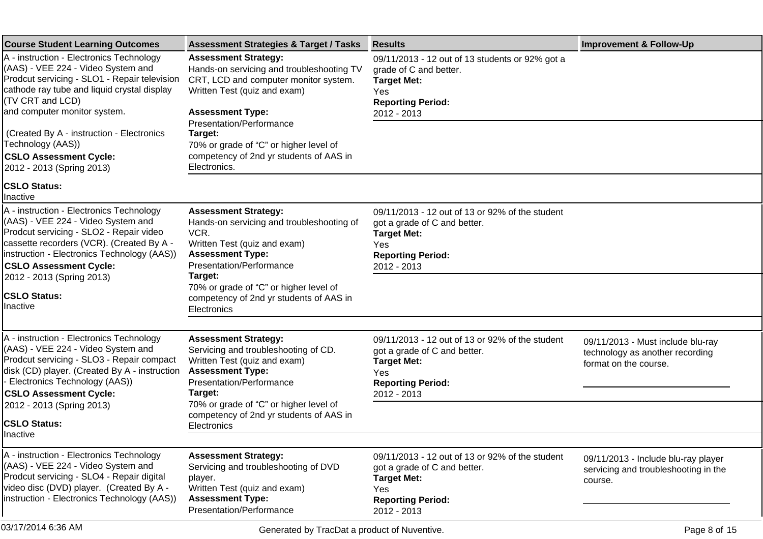| Course Student Learning Outcomes | Assessment Strategies & Target / Tasks | Results | Improvement & Follow-Up |
|---|---|---|---|
| A - instruction - Electronics Technology (AAS) - VEE 224 - Video System and Prodcut servicing - SLO1 - Repair television cathode ray tube and liquid crystal display (TV CRT and LCD) and computer monitor system.<br><br>(Created By A - instruction - Electronics Technology (AAS))<br>**CSLO Assessment Cycle:**<br>2012 - 2013 (Spring 2013)<br>**CSLO Status:**<br>Inactive | **Assessment Strategy:**<br>Hands-on servicing and troubleshooting TV CRT, LCD and computer monitor system.<br>Written Test (quiz and exam)<br><br>**Assessment Type:**<br>Presentation/Performance<br>**Target:**<br>70% or grade of “C” or higher level of competency of 2nd yr students of AAS in Electronics. | 09/11/2013 - 12 out of 13 students or 92% got a grade of C and better.<br>**Target Met:**<br>Yes<br>**Reporting Period:**<br>2012 - 2013 | |
| A - instruction - Electronics Technology (AAS) - VEE 224 - Video System and Prodcut servicing - SLO2 - Repair video cassette recorders (VCR). (Created By A - instruction - Electronics Technology (AAS))<br>**CSLO Assessment Cycle:**<br>2012 - 2013 (Spring 2013)<br>**CSLO Status:**<br>Inactive | **Assessment Strategy:**<br>Hands-on servicing and troubleshooting of VCR.<br>Written Test (quiz and exam)<br>**Assessment Type:**<br>Presentation/Performance<br>**Target:**<br>70% or grade of “C” or higher level of competency of 2nd yr students of AAS in Electronics | 09/11/2013 - 12 out of 13 or 92% of the student got a grade of C and better.<br>**Target Met:**<br>Yes<br>**Reporting Period:**<br>2012 - 2013 | |
| A - instruction - Electronics Technology (AAS) - VEE 224 - Video System and Prodcut servicing - SLO3 - Repair compact disk (CD) player. (Created By A - instruction - Electronics Technology (AAS))<br>**CSLO Assessment Cycle:**<br>2012 - 2013 (Spring 2013)<br>**CSLO Status:**<br>Inactive | **Assessment Strategy:**<br>Servicing and troubleshooting of CD.<br>Written Test (quiz and exam)<br>**Assessment Type:**<br>Presentation/Performance<br>**Target:**<br>70% or grade of “C” or higher level of competency of 2nd yr students of AAS in Electronics | 09/11/2013 - 12 out of 13 or 92% of the student got a grade of C and better.<br>**Target Met:**<br>Yes<br>**Reporting Period:**<br>2012 - 2013 | 09/11/2013 - Must include blu-ray technology as another recording format on the course. |
| A - instruction - Electronics Technology (AAS) - VEE 224 - Video System and Prodcut servicing - SLO4 - Repair digital video disc (DVD) player. (Created By A - instruction - Electronics Technology (AAS)) | **Assessment Strategy:**<br>Servicing and troubleshooting of DVD player.<br>Written Test (quiz and exam)<br>**Assessment Type:**<br>Presentation/Performance | 09/11/2013 - 12 out of 13 or 92% of the student got a grade of C and better.<br>**Target Met:**<br>Yes<br>**Reporting Period:**<br>2012 - 2013 | 09/11/2013 - Include blu-ray player servicing and troubleshooting in the course. |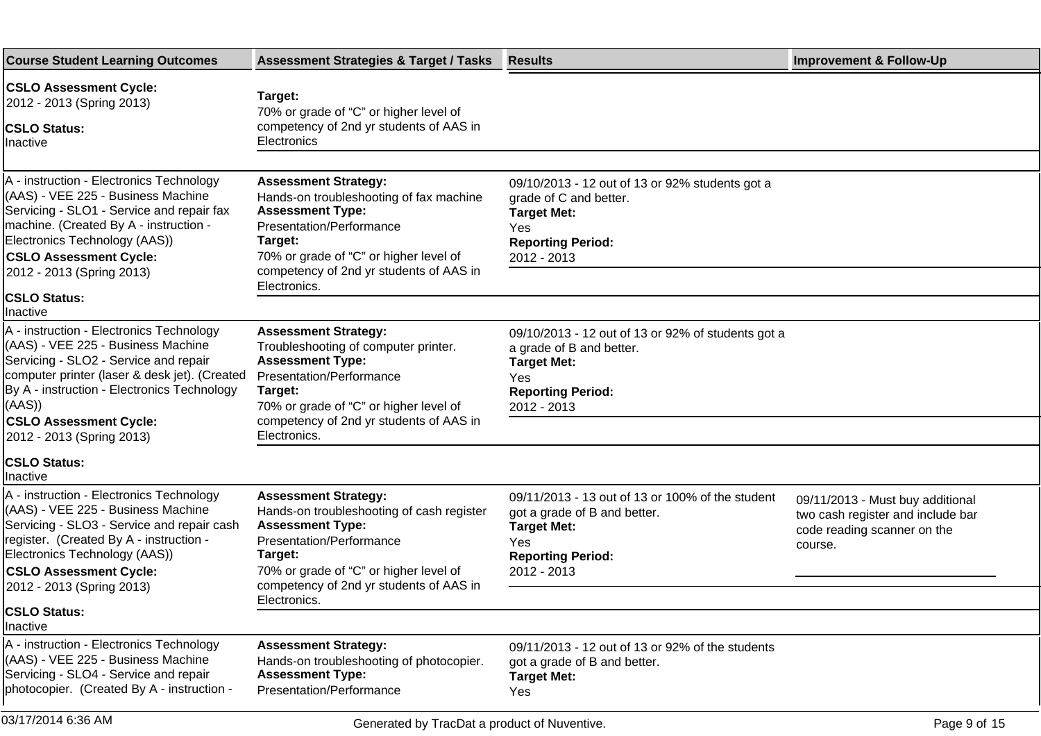| Course Student Learning Outcomes | Assessment Strategies & Target / Tasks | Results | Improvement & Follow-Up |
|---|---|---|---|
| **CSLO Assessment Cycle:** 2012 - 2013 (Spring 2013) **CSLO Status:** Inactive | **Target:** 70% or grade of “C” or higher level of competency of 2nd yr students of AAS in Electronics | | |
| A - instruction - Electronics Technology (AAS) - VEE 225 - Business Machine Servicing - SLO1 - Service and repair fax machine. (Created By A - instruction - Electronics Technology (AAS)) **CSLO Assessment Cycle:** 2012 - 2013 (Spring 2013) **CSLO Status:** Inactive | **Assessment Strategy:** Hands-on troubleshooting of fax machine **Assessment Type:** Presentation/Performance **Target:** 70% or grade of “C” or higher level of competency of 2nd yr students of AAS in Electronics. | 09/10/2013 - 12 out of 13 or 92% students got a grade of C and better. **Target Met:** Yes **Reporting Period:** 2012 - 2013 | |
| A - instruction - Electronics Technology (AAS) - VEE 225 - Business Machine Servicing - SLO2 - Service and repair computer printer (laser & desk jet). (Created By A - instruction - Electronics Technology (AAS)) **CSLO Assessment Cycle:** 2012 - 2013 (Spring 2013) **CSLO Status:** Inactive | **Assessment Strategy:** Troubleshooting of computer printer. **Assessment Type:** Presentation/Performance **Target:** 70% or grade of “C” or higher level of competency of 2nd yr students of AAS in Electronics. | 09/10/2013 - 12 out of 13 or 92% of students got a a grade of B and better. **Target Met:** Yes **Reporting Period:** 2012 - 2013 | |
| A - instruction - Electronics Technology (AAS) - VEE 225 - Business Machine Servicing - SLO3 - Service and repair cash register. (Created By A - instruction - Electronics Technology (AAS)) **CSLO Assessment Cycle:** 2012 - 2013 (Spring 2013) **CSLO Status:** Inactive | **Assessment Strategy:** Hands-on troubleshooting of cash register **Assessment Type:** Presentation/Performance **Target:** 70% or grade of “C” or higher level of competency of 2nd yr students of AAS in Electronics. | 09/11/2013 - 13 out of 13 or 100% of the student got a grade of B and better. **Target Met:** Yes **Reporting Period:** 2012 - 2013 | 09/11/2013 - Must buy additional two cash register and include bar code reading scanner on the course. |
| A - instruction - Electronics Technology (AAS) - VEE 225 - Business Machine Servicing - SLO4 - Service and repair photocopier. (Created By A - instruction - | **Assessment Strategy:** Hands-on troubleshooting of photocopier. **Assessment Type:** Presentation/Performance | 09/11/2013 - 12 out of 13 or 92% of the students got a grade of B and better. **Target Met:** Yes | |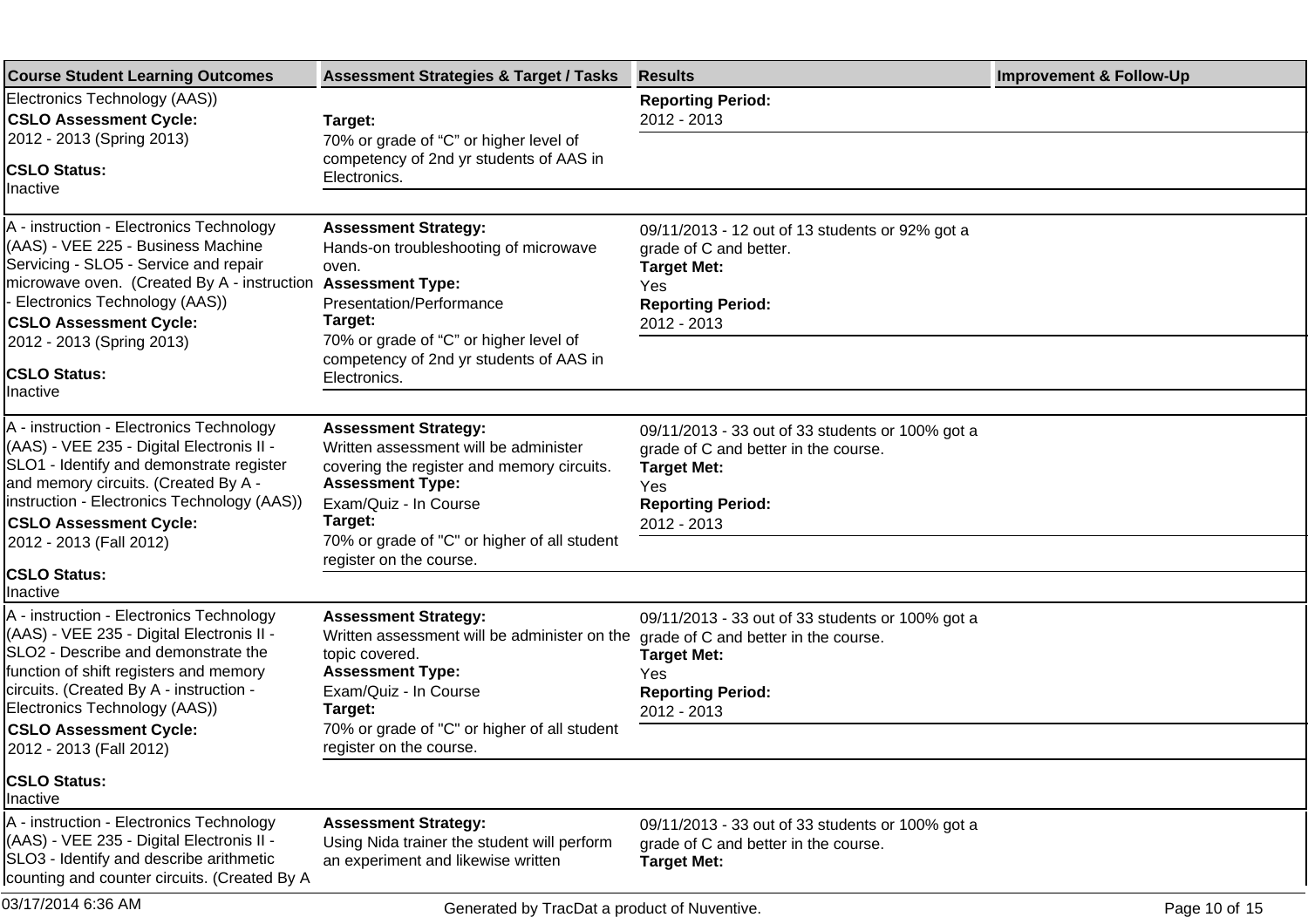| Course Student Learning Outcomes | Assessment Strategies & Target / Tasks | Results | Improvement & Follow-Up |
|---|---|---|---|
| Electronics Technology (AAS))<br>**CSLO Assessment Cycle:**<br>2012 - 2013 (Spring 2013)<br>**CSLO Status:**<br>Inactive | **Target:**<br>70% or grade of "C" or higher level of competency of 2nd yr students of AAS in Electronics. | **Reporting Period:**<br>2012 - 2013 | |
| A - instruction - Electronics Technology (AAS) - VEE 225 - Business Machine Servicing - SLO5 - Service and repair microwave oven. (Created By A - instruction - Electronics Technology (AAS))<br>**CSLO Assessment Cycle:**<br>2012 - 2013 (Spring 2013)<br>**CSLO Status:**<br>Inactive | **Assessment Strategy:**<br>Hands-on troubleshooting of microwave oven.<br>**Assessment Type:**<br>Presentation/Performance<br>**Target:**<br>70% or grade of "C" or higher level of competency of 2nd yr students of AAS in Electronics. | 09/11/2013 - 12 out of 13 students or 92% got a grade of C and better.<br>**Target Met:**<br>Yes<br>**Reporting Period:**<br>2012 - 2013 | |
| A - instruction - Electronics Technology (AAS) - VEE 235 - Digital Electronis II - SLO1 - Identify and demonstrate register and memory circuits. (Created By A - instruction - Electronics Technology (AAS))<br>**CSLO Assessment Cycle:**<br>2012 - 2013 (Fall 2012)<br>**CSLO Status:**<br>Inactive | **Assessment Strategy:**<br>Written assessment will be administer covering the register and memory circuits.<br>**Assessment Type:**<br>Exam/Quiz - In Course<br>**Target:**<br>70% or grade of "C" or higher of all student register on the course. | 09/11/2013 - 33 out of 33 students or 100% got a grade of C and better in the course.<br>**Target Met:**<br>Yes<br>**Reporting Period:**<br>2012 - 2013 | |
| A - instruction - Electronics Technology (AAS) - VEE 235 - Digital Electronis II - SLO2 - Describe and demonstrate the function of shift registers and memory circuits. (Created By A - instruction - Electronics Technology (AAS))<br>**CSLO Assessment Cycle:**<br>2012 - 2013 (Fall 2012)<br>**CSLO Status:**<br>Inactive | **Assessment Strategy:**<br>Written assessment will be administer on the topic covered.<br>**Assessment Type:**<br>Exam/Quiz - In Course<br>**Target:**<br>70% or grade of "C" or higher of all student register on the course. | 09/11/2013 - 33 out of 33 students or 100% got a grade of C and better in the course.<br>**Target Met:**<br>Yes<br>**Reporting Period:**<br>2012 - 2013 | |
| A - instruction - Electronics Technology (AAS) - VEE 235 - Digital Electronis II - SLO3 - Identify and describe arithmetic counting and counter circuits. (Created By A | **Assessment Strategy:**<br>Using Nida trainer the student will perform an experiment and likewise written | 09/11/2013 - 33 out of 33 students or 100% got a grade of C and better in the course.<br>**Target Met:** | |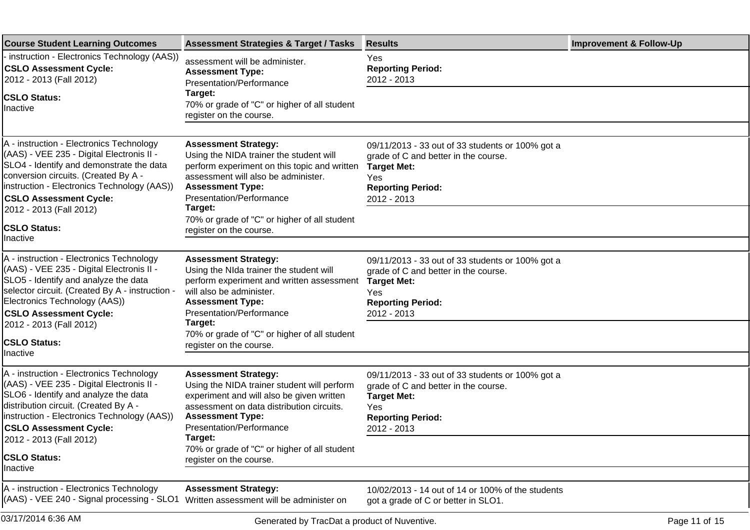| Course Student Learning Outcomes | Assessment Strategies & Target / Tasks | Results | Improvement & Follow-Up |
|---|---|---|---|
| - instruction - Electronics Technology (AAS)) **CSLO Assessment Cycle:** 2012 - 2013 (Fall 2012) **CSLO Status:** Inactive | assessment will be administer. **Assessment Type:** Presentation/Performance **Target:** 70% or grade of "C" or higher of all student register on the course. | Yes **Reporting Period:** 2012 - 2013 | |
| A - instruction - Electronics Technology (AAS) - VEE 235 - Digital Electronis II - SLO4 - Identify and demonstrate the data conversion circuits. (Created By A - instruction - Electronics Technology (AAS)) **CSLO Assessment Cycle:** 2012 - 2013 (Fall 2012) **CSLO Status:** Inactive | **Assessment Strategy:** Using the NIDA trainer the student will perform experiment on this topic and written assessment will also be administer. **Assessment Type:** Presentation/Performance **Target:** 70% or grade of "C" or higher of all student register on the course. | 09/11/2013 - 33 out of 33 students or 100% got a grade of C and better in the course. **Target Met:** Yes **Reporting Period:** 2012 - 2013 | |
| A - instruction - Electronics Technology (AAS) - VEE 235 - Digital Electronis II - SLO5 - Identify and analyze the data selector circuit. (Created By A - instruction - Electronics Technology (AAS)) **CSLO Assessment Cycle:** 2012 - 2013 (Fall 2012) **CSLO Status:** Inactive | **Assessment Strategy:** Using the NIda trainer the student will perform experiment and written assessment will also be administer. **Assessment Type:** Presentation/Performance **Target:** 70% or grade of "C" or higher of all student register on the course. | 09/11/2013 - 33 out of 33 students or 100% got a grade of C and better in the course. **Target Met:** Yes **Reporting Period:** 2012 - 2013 | |
| A - instruction - Electronics Technology (AAS) - VEE 235 - Digital Electronis II - SLO6 - Identify and analyze the data distribution circuit. (Created By A - instruction - Electronics Technology (AAS)) **CSLO Assessment Cycle:** 2012 - 2013 (Fall 2012) **CSLO Status:** Inactive | **Assessment Strategy:** Using the NIDA trainer student will perform experiment and will also be given written assessment on data distribution circuits. **Assessment Type:** Presentation/Performance **Target:** 70% or grade of "C" or higher of all student register on the course. | 09/11/2013 - 33 out of 33 students or 100% got a grade of C and better in the course. **Target Met:** Yes **Reporting Period:** 2012 - 2013 | |
| A - instruction - Electronics Technology (AAS) - VEE 240 - Signal processing - SLO1 | **Assessment Strategy:** Written assessment will be administer on | 10/02/2013 - 14 out of 14 or 100% of the students got a grade of C or better in SLO1. | |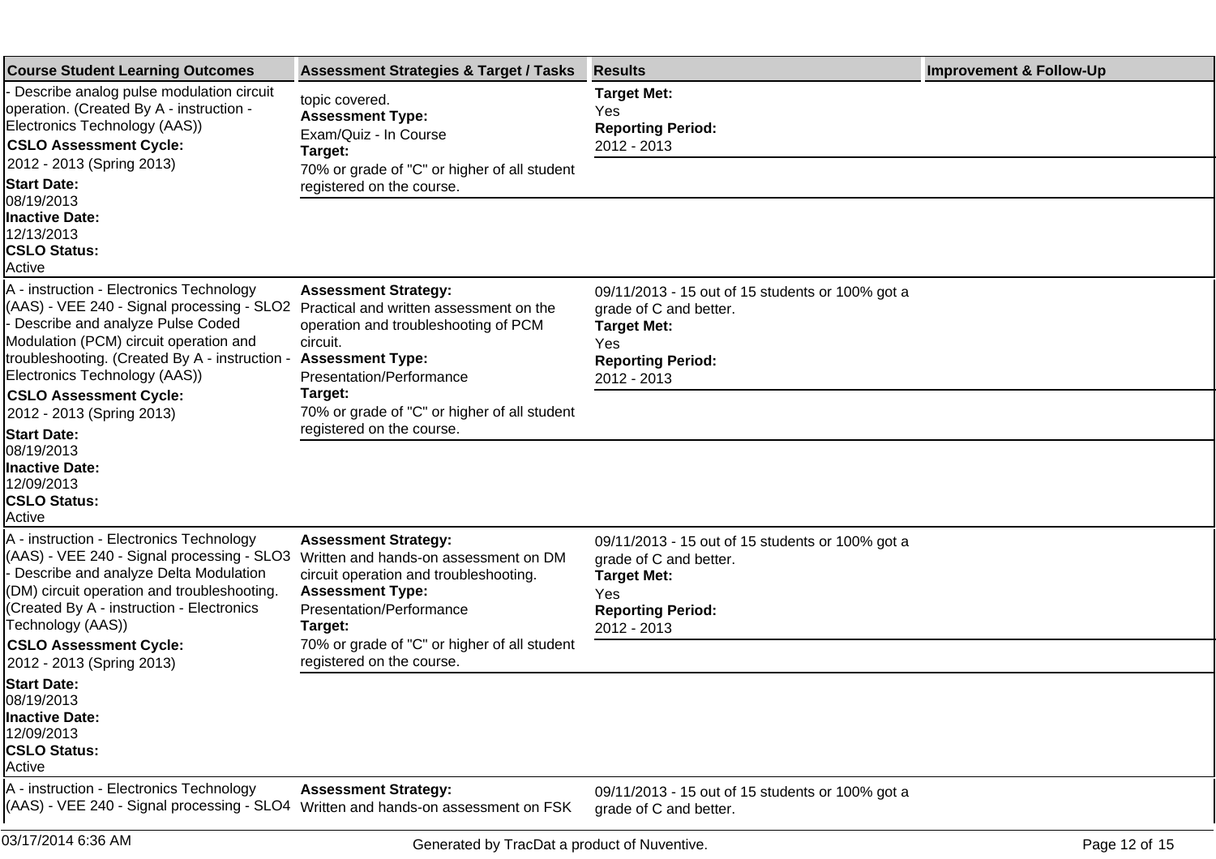| Course Student Learning Outcomes | Assessment Strategies & Target / Tasks | Results | Improvement & Follow-Up |
|---|---|---|---|
| - Describe analog pulse modulation circuit operation. (Created By A - instruction - Electronics Technology (AAS)) **CSLO Assessment Cycle:** 2012 - 2013 (Spring 2013) **Start Date:** 08/19/2013 **Inactive Date:** 12/13/2013 **CSLO Status:** Active | topic covered. **Assessment Type:** Exam/Quiz - In Course **Target:** 70% or grade of "C" or higher of all student registered on the course. | **Target Met:** Yes **Reporting Period:** 2012 - 2013 | |
| A - instruction - Electronics Technology (AAS) - VEE 240 - Signal processing - SLO2 - Describe and analyze Pulse Coded Modulation (PCM) circuit operation and troubleshooting. (Created By A - instruction - Electronics Technology (AAS)) **CSLO Assessment Cycle:** 2012 - 2013 (Spring 2013) **Start Date:** 08/19/2013 **Inactive Date:** 12/09/2013 **CSLO Status:** Active | **Assessment Strategy:** Practical and written assessment on the operation and troubleshooting of PCM circuit. **Assessment Type:** Presentation/Performance **Target:** 70% or grade of "C" or higher of all student registered on the course. | 09/11/2013 - 15 out of 15 students or 100% got a grade of C and better. **Target Met:** Yes **Reporting Period:** 2012 - 2013 | |
| A - instruction - Electronics Technology (AAS) - VEE 240 - Signal processing - SLO3 - Describe and analyze Delta Modulation (DM) circuit operation and troubleshooting. (Created By A - instruction - Electronics Technology (AAS)) **CSLO Assessment Cycle:** 2012 - 2013 (Spring 2013) **Start Date:** 08/19/2013 **Inactive Date:** 12/09/2013 **CSLO Status:** Active | **Assessment Strategy:** Written and hands-on assessment on DM circuit operation and troubleshooting. **Assessment Type:** Presentation/Performance **Target:** 70% or grade of "C" or higher of all student registered on the course. | 09/11/2013 - 15 out of 15 students or 100% got a grade of C and better. **Target Met:** Yes **Reporting Period:** 2012 - 2013 | |
| A - instruction - Electronics Technology (AAS) - VEE 240 - Signal processing - SLO4 | **Assessment Strategy:** Written and hands-on assessment on FSK | 09/11/2013 - 15 out of 15 students or 100% got a grade of C and better. | |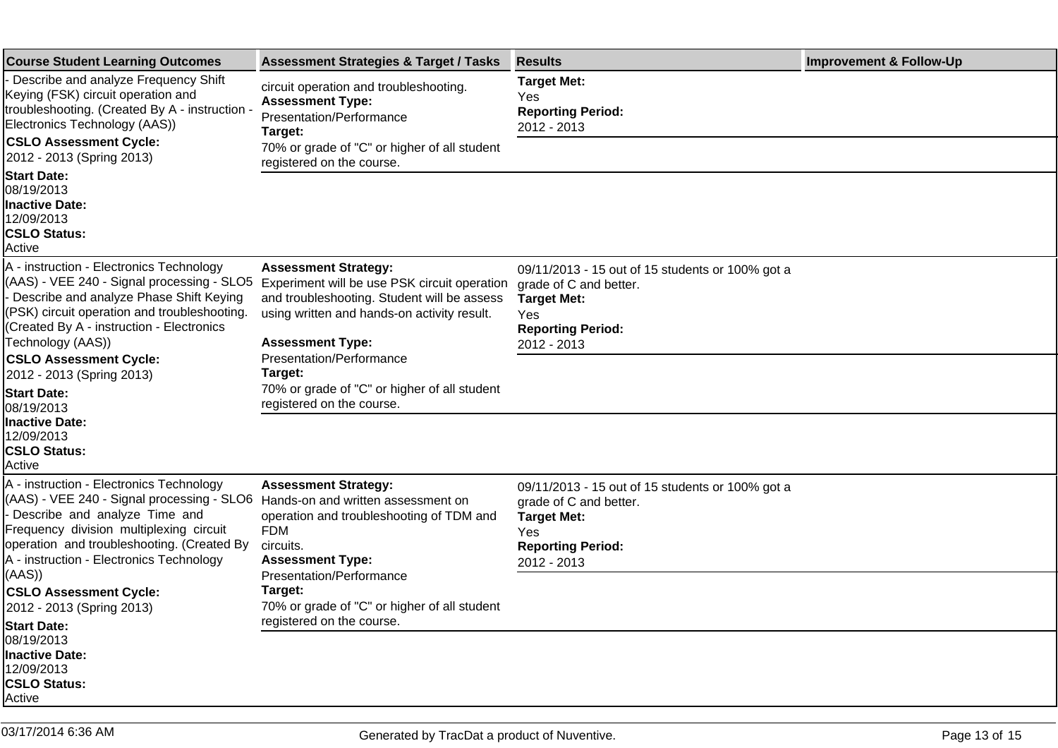| Course Student Learning Outcomes | Assessment Strategies & Target / Tasks | Results | Improvement & Follow-Up |
| --- | --- | --- | --- |
| - Describe and analyze Frequency Shift Keying (FSK) circuit operation and troubleshooting. (Created By A - instruction - Electronics Technology (AAS)) **CSLO Assessment Cycle:** 2012 - 2013 (Spring 2013) **Start Date:** 08/19/2013 **Inactive Date:** 12/09/2013 **CSLO Status:** Active | circuit operation and troubleshooting. **Assessment Type:** Presentation/Performance **Target:** 70% or grade of "C" or higher of all student registered on the course. | **Target Met:** Yes **Reporting Period:** 2012 - 2013 | |
| A - instruction - Electronics Technology (AAS) - VEE 240 - Signal processing - SLO5 - Describe and analyze Phase Shift Keying (PSK) circuit operation and troubleshooting. (Created By A - instruction - Electronics Technology (AAS)) **CSLO Assessment Cycle:** 2012 - 2013 (Spring 2013) **Start Date:** 08/19/2013 **Inactive Date:** 12/09/2013 **CSLO Status:** Active | **Assessment Strategy:** Experiment will be use PSK circuit operation and troubleshooting. Student will be assess using written and hands-on activity result. **Assessment Type:** Presentation/Performance **Target:** 70% or grade of "C" or higher of all student registered on the course. | 09/11/2013 - 15 out of 15 students or 100% got a grade of C and better. **Target Met:** Yes **Reporting Period:** 2012 - 2013 | |
| A - instruction - Electronics Technology (AAS) - VEE 240 - Signal processing - SLO6 - Describe and analyze Time and Frequency division multiplexing circuit operation and troubleshooting. (Created By A - instruction - Electronics Technology (AAS)) **CSLO Assessment Cycle:** 2012 - 2013 (Spring 2013) **Start Date:** 08/19/2013 **Inactive Date:** 12/09/2013 **CSLO Status:** Active | **Assessment Strategy:** Hands-on and written assessment on operation and troubleshooting of TDM and FDM circuits. **Assessment Type:** Presentation/Performance **Target:** 70% or grade of "C" or higher of all student registered on the course. | 09/11/2013 - 15 out of 15 students or 100% got a grade of C and better. **Target Met:** Yes **Reporting Period:** 2012 - 2013 | |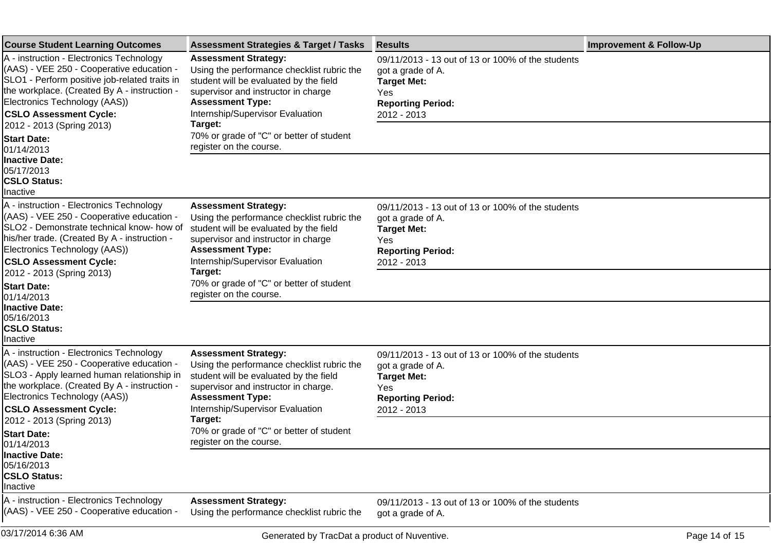| Course Student Learning Outcomes | Assessment Strategies & Target / Tasks | Results | Improvement & Follow-Up |
| --- | --- | --- | --- |
| A - instruction - Electronics Technology (AAS) - VEE 250 - Cooperative education - SLO1 - Perform positive job-related traits in the workplace. (Created By A - instruction - Electronics Technology (AAS))<br>**CSLO Assessment Cycle:**<br>2012 - 2013 (Spring 2013)<br>**Start Date:**<br>01/14/2013<br>**Inactive Date:**<br>05/17/2013<br>**CSLO Status:**<br>Inactive | **Assessment Strategy:**<br>Using the performance checklist rubric the student will be evaluated by the field supervisor and instructor in charge<br>**Assessment Type:**<br>Internship/Supervisor Evaluation<br>**Target:**<br>70% or grade of "C" or better of student register on the course. | 09/11/2013 - 13 out of 13 or 100% of the students got a grade of A.<br>**Target Met:**<br>Yes<br>**Reporting Period:**<br>2012 - 2013 | |
| A - instruction - Electronics Technology (AAS) - VEE 250 - Cooperative education - SLO2 - Demonstrate technical know- how of his/her trade. (Created By A - instruction - Electronics Technology (AAS))<br>**CSLO Assessment Cycle:**<br>2012 - 2013 (Spring 2013)<br>**Start Date:**<br>01/14/2013<br>**Inactive Date:**<br>05/16/2013<br>**CSLO Status:**<br>Inactive | **Assessment Strategy:**<br>Using the performance checklist rubric the student will be evaluated by the field supervisor and instructor in charge<br>**Assessment Type:**<br>Internship/Supervisor Evaluation<br>**Target:**<br>70% or grade of "C" or better of student register on the course. | 09/11/2013 - 13 out of 13 or 100% of the students got a grade of A.<br>**Target Met:**<br>Yes<br>**Reporting Period:**<br>2012 - 2013 | |
| A - instruction - Electronics Technology (AAS) - VEE 250 - Cooperative education - SLO3 - Apply learned human relationship in the workplace. (Created By A - instruction - Electronics Technology (AAS))<br>**CSLO Assessment Cycle:**<br>2012 - 2013 (Spring 2013)<br>**Start Date:**<br>01/14/2013<br>**Inactive Date:**<br>05/16/2013<br>**CSLO Status:**<br>Inactive | **Assessment Strategy:**<br>Using the performance checklist rubric the student will be evaluated by the field supervisor and instructor in charge.<br>**Assessment Type:**<br>Internship/Supervisor Evaluation<br>**Target:**<br>70% or grade of "C" or better of student register on the course. | 09/11/2013 - 13 out of 13 or 100% of the students got a grade of A.<br>**Target Met:**<br>Yes<br>**Reporting Period:**<br>2012 - 2013 | |
| A - instruction - Electronics Technology (AAS) - VEE 250 - Cooperative education - | **Assessment Strategy:**<br>Using the performance checklist rubric the | 09/11/2013 - 13 out of 13 or 100% of the students got a grade of A. | |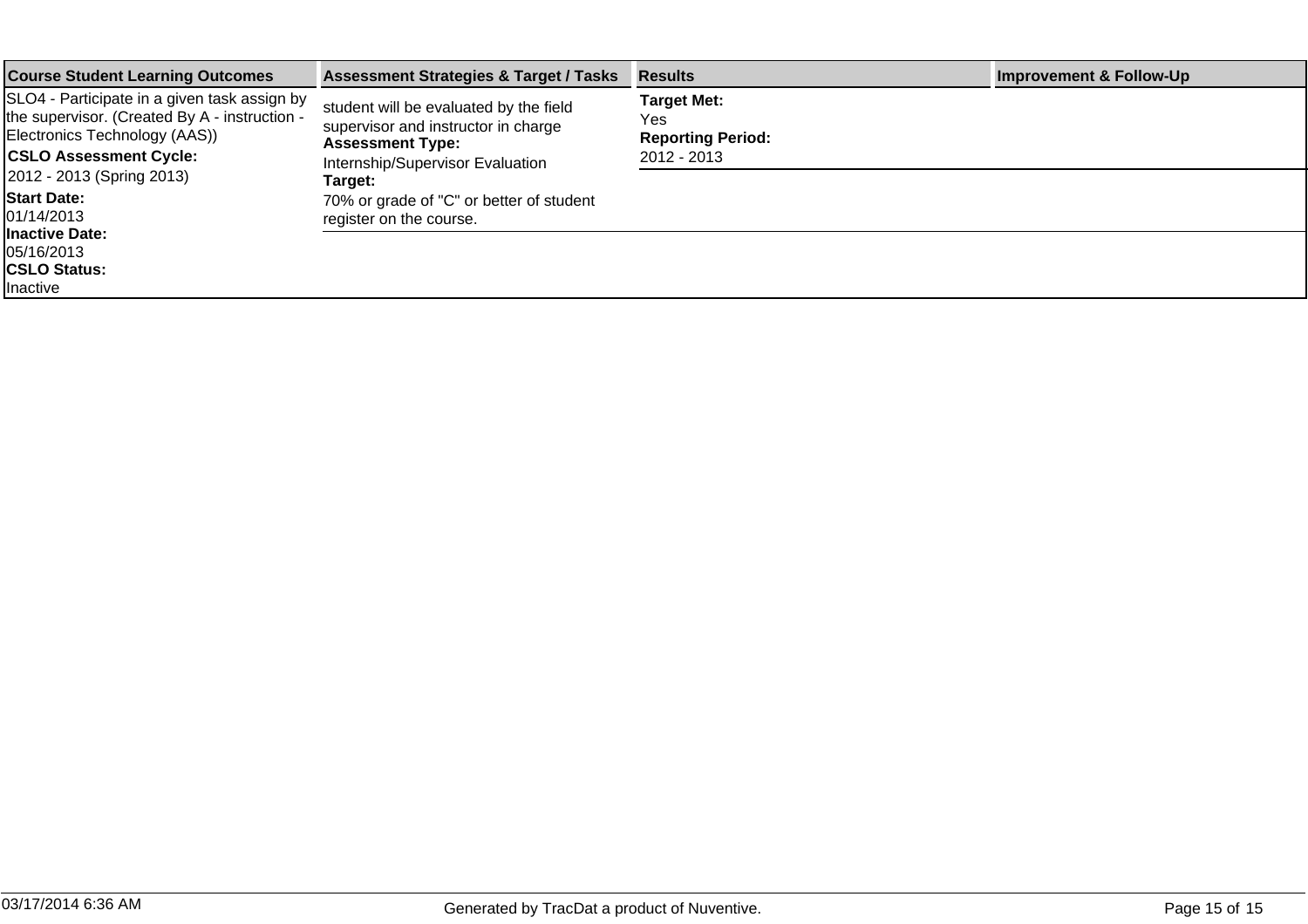| Course Student Learning Outcomes | Assessment Strategies & Target / Tasks | Results | Improvement & Follow-Up |
|---|---|---|---|
| SLO4 - Participate in a given task assign by the supervisor. (Created By A - instruction - Electronics Technology (AAS))<br>**CSLO Assessment Cycle:**<br>2012 - 2013 (Spring 2013)<br>**Start Date:**<br>01/14/2013<br>**Inactive Date:**<br>05/16/2013<br>**CSLO Status:**<br>Inactive | student will be evaluated by the field supervisor and instructor in charge<br>**Assessment Type:**<br>Internship/Supervisor Evaluation<br>**Target:**<br>70% or grade of "C" or better of student register on the course. | **Target Met:**<br>Yes<br>**Reporting Period:**<br>2012 - 2013 | |